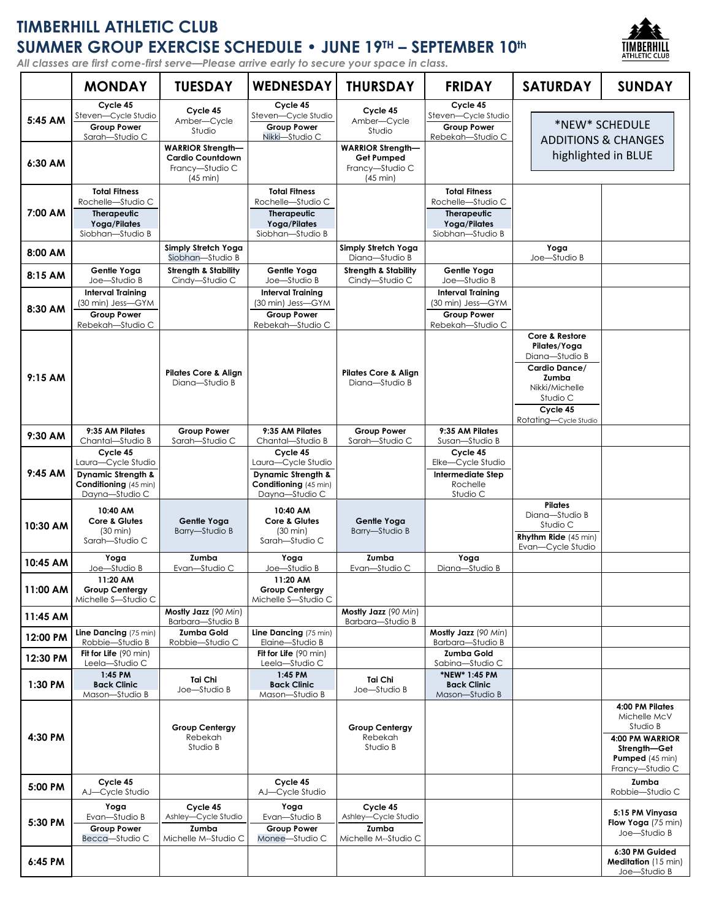# TIMBERHILL ATHLETIC CLUB
## SUMMER GROUP EXERCISE SCHEDULE • JUNE 19TH – SEPTEMBER 10th

*All classes are first come-first serve—Please arrive early to secure your space in class.*

| | MONDAY | TUESDAY | WEDNESDAY | THURSDAY | FRIDAY | SATURDAY | SUNDAY |
|---|---|---|---|---|---|---|---|
| 5:45 AM | **Cycle 45** Steven—Cycle Studio; **Group Power** Sarah—Studio C | **Cycle 45** Amber—Cycle Studio | **Cycle 45** Steven—Cycle Studio; **Group Power** Nikki—Studio C | **Cycle 45** Amber—Cycle Studio | **Cycle 45** Steven—Cycle Studio; **Group Power** Rebekah—Studio C | *NEW* SCHEDULE ADDITIONS & CHANGES highlighted in BLUE | |
| 6:30 AM | | **WARRIOR Strength—Cardio Countdown** Francy—Studio C (45 min) | | **WARRIOR Strength—Get Pumped** Francy—Studio C (45 min) | | | |
| 7:00 AM | **Total Fitness** Rochelle—Studio C; **Therapeutic Yoga/Pilates** Siobhan—Studio B | | **Total Fitness** Rochelle—Studio C; **Therapeutic Yoga/Pilates** Siobhan—Studio B | | **Total Fitness** Rochelle—Studio C; **Therapeutic Yoga/Pilates** Siobhan—Studio B | | |
| 8:00 AM | | **Simply Stretch Yoga** Siobhan—Studio B | | **Simply Stretch Yoga** Diana—Studio B | | **Yoga** Joe—Studio B | |
| 8:15 AM | **Gentle Yoga** Joe—Studio B | **Strength & Stability** Cindy—Studio C | **Gentle Yoga** Joe—Studio B | **Strength & Stability** Cindy—Studio C | **Gentle Yoga** Joe—Studio B | | |
| 8:30 AM | **Interval Training** (30 min) Jess—GYM; **Group Power** Rebekah—Studio C | | **Interval Training** (30 min) Jess—GYM; **Group Power** Rebekah—Studio C | | **Interval Training** (30 min) Jess—GYM; **Group Power** Rebekah—Studio C | | |
| 9:15 AM | | **Pilates Core & Align** Diana—Studio B | | **Pilates Core & Align** Diana—Studio B | | **Core & Restore Pilates/Yoga** Diana—Studio B; **Cardio Dance/ Zumba** Nikki/Michelle Studio C; **Cycle 45** Rotating—Cycle Studio | |
| 9:30 AM | **9:35 AM Pilates** Chantal—Studio B | **Group Power** Sarah—Studio C | **9:35 AM Pilates** Chantal—Studio B | **Group Power** Sarah—Studio C | **9:35 AM Pilates** Susan—Studio B | | |
| 9:45 AM | **Cycle 45** Laura—Cycle Studio; **Dynamic Strength & Conditioning** (45 min) Dayna—Studio C | | **Cycle 45** Laura—Cycle Studio; **Dynamic Strength & Conditioning** (45 min) Dayna—Studio C | | **Cycle 45** Elke—Cycle Studio; **Intermediate Step** Rochelle Studio C | | |
| 10:30 AM | **10:40 AM Core & Glutes** (30 min) Sarah—Studio C | **Gentle Yoga** Barry—Studio B | **10:40 AM Core & Glutes** (30 min) Sarah—Studio C | **Gentle Yoga** Barry—Studio B | | **Pilates** Diana—Studio B Studio C; **Rhythm Ride** (45 min) Evan—Cycle Studio | |
| 10:45 AM | **Yoga** Joe—Studio B | **Zumba** Evan—Studio C | **Yoga** Joe—Studio B | **Zumba** Evan—Studio C | **Yoga** Diana—Studio B | | |
| 11:00 AM | **11:20 AM Group Centergy** Michelle S—Studio C | | **11:20 AM Group Centergy** Michelle S—Studio C | | | | |
| 11:45 AM | | **Mostly Jazz** (90 Min) Barbara—Studio B | | **Mostly Jazz** (90 Min) Barbara—Studio B | | | |
| 12:00 PM | **Line Dancing** (75 min) Robbie—Studio B | **Zumba Gold** Robbie—Studio C | **Line Dancing** (75 min) Elaine—Studio B | | **Mostly Jazz** (90 Min) Barbara—Studio B | | |
| 12:30 PM | **Fit for Life** (90 min) Leela—Studio C | | **Fit for Life** (90 min) Leela—Studio C | | **Zumba Gold** Sabina—Studio C | | |
| 1:30 PM | **1:45 PM Back Clinic** Mason—Studio B | **Tai Chi** Joe—Studio B | **1:45 PM Back Clinic** Mason—Studio B | **Tai Chi** Joe—Studio B | **\*NEW\* 1:45 PM Back Clinic** Mason—Studio B | | |
| 4:30 PM | | **Group Centergy** Rebekah Studio B | | **Group Centergy** Rebekah Studio B | | | **4:00 PM Pilates** Michelle McV Studio B; **4:00 PM WARRIOR Strength—Get Pumped** (45 min) Francy—Studio C |
| 5:00 PM | **Cycle 45** AJ—Cycle Studio | | **Cycle 45** AJ—Cycle Studio | | | | **Zumba** Robbie—Studio C |
| 5:30 PM | **Yoga** Evan—Studio B; **Group Power** Becca—Studio C | **Cycle 45** Ashley—Cycle Studio; **Zumba** Michelle M--Studio C | **Yoga** Evan—Studio B; **Group Power** Monee—Studio C | **Cycle 45** Ashley—Cycle Studio; **Zumba** Michelle M--Studio C | | | **5:15 PM Vinyasa Flow Yoga** (75 min) Joe—Studio B |
| 6:45 PM | | | | | | | **6:30 PM Guided Meditation** (15 min) Joe—Studio B |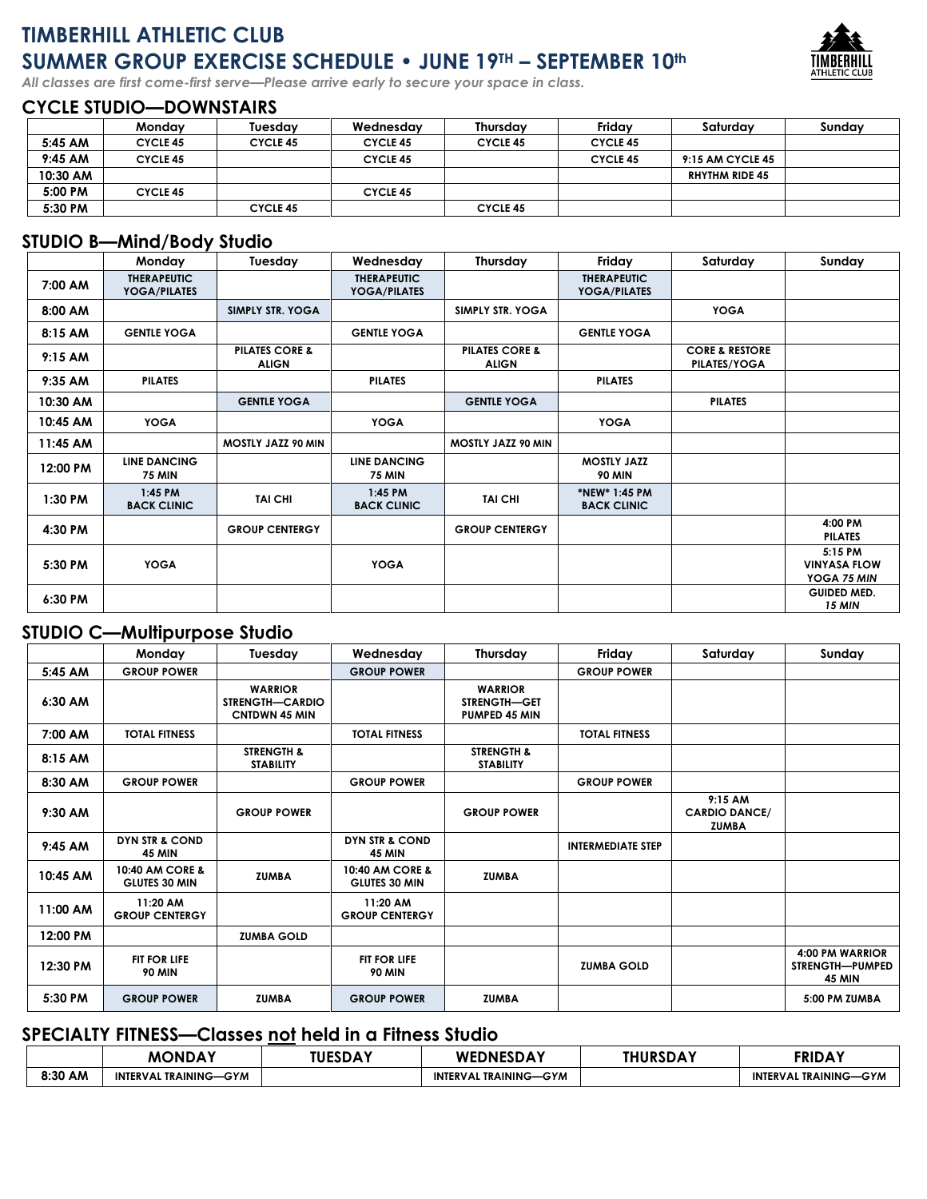# TIMBERHILL ATHLETIC CLUB

# SUMMER GROUP EXERCISE SCHEDULE • JUNE 19TH – SEPTEMBER 10th

*All classes are first come-first serve—Please arrive early to secure your space in class.*

## CYCLE STUDIO—DOWNSTAIRS

| | Monday | Tuesday | Wednesday | Thursday | Friday | Saturday | Sunday |
|---|---|---|---|---|---|---|---|
| 5:45 AM | CYCLE 45 | CYCLE 45 | CYCLE 45 | CYCLE 45 | CYCLE 45 | | |
| 9:45 AM | CYCLE 45 | | CYCLE 45 | | CYCLE 45 | 9:15 AM CYCLE 45 | |
| 10:30 AM | | | | | | RHYTHM RIDE 45 | |
| 5:00 PM | CYCLE 45 | | CYCLE 45 | | | | |
| 5:30 PM | | CYCLE 45 | | CYCLE 45 | | | |

## STUDIO B—Mind/Body Studio

| | Monday | Tuesday | Wednesday | Thursday | Friday | Saturday | Sunday |
|---|---|---|---|---|---|---|---|
| 7:00 AM | THERAPEUTIC YOGA/PILATES | | THERAPEUTIC YOGA/PILATES | | THERAPEUTIC YOGA/PILATES | | |
| 8:00 AM | | SIMPLY STR. YOGA | | SIMPLY STR. YOGA | | YOGA | |
| 8:15 AM | GENTLE YOGA | | GENTLE YOGA | | GENTLE YOGA | | |
| 9:15 AM | | PILATES CORE & ALIGN | | PILATES CORE & ALIGN | | CORE & RESTORE PILATES/YOGA | |
| 9:35 AM | PILATES | | PILATES | | PILATES | | |
| 10:30 AM | | GENTLE YOGA | | GENTLE YOGA | | PILATES | |
| 10:45 AM | YOGA | | YOGA | | YOGA | | |
| 11:45 AM | | MOSTLY JAZZ 90 MIN | | MOSTLY JAZZ 90 MIN | | | |
| 12:00 PM | LINE DANCING 75 MIN | | LINE DANCING 75 MIN | | MOSTLY JAZZ 90 MIN | | |
| 1:30 PM | 1:45 PM BACK CLINIC | TAI CHI | 1:45 PM BACK CLINIC | TAI CHI | *NEW* 1:45 PM BACK CLINIC | | |
| 4:30 PM | | GROUP CENTERGY | | GROUP CENTERGY | | | 4:00 PM PILATES |
| 5:30 PM | YOGA | | YOGA | | | | 5:15 PM VINYASA FLOW YOGA *75 MIN* |
| 6:30 PM | | | | | | | GUIDED MED. *15 MIN* |

## STUDIO C—Multipurpose Studio

| | Monday | Tuesday | Wednesday | Thursday | Friday | Saturday | Sunday |
|---|---|---|---|---|---|---|---|
| 5:45 AM | GROUP POWER | | GROUP POWER | | GROUP POWER | | |
| 6:30 AM | | WARRIOR STRENGTH—CARDIO CNTDWN 45 MIN | | WARRIOR STRENGTH—GET PUMPED 45 MIN | | | |
| 7:00 AM | TOTAL FITNESS | | TOTAL FITNESS | | TOTAL FITNESS | | |
| 8:15 AM | | STRENGTH & STABILITY | | STRENGTH & STABILITY | | | |
| 8:30 AM | GROUP POWER | | GROUP POWER | | GROUP POWER | | |
| 9:30 AM | | GROUP POWER | | GROUP POWER | | 9:15 AM CARDIO DANCE/ ZUMBA | |
| 9:45 AM | DYN STR & COND 45 MIN | | DYN STR & COND 45 MIN | | INTERMEDIATE STEP | | |
| 10:45 AM | 10:40 AM CORE & GLUTES 30 MIN | ZUMBA | 10:40 AM CORE & GLUTES 30 MIN | ZUMBA | | | |
| 11:00 AM | 11:20 AM GROUP CENTERGY | | 11:20 AM GROUP CENTERGY | | | | |
| 12:00 PM | | ZUMBA GOLD | | | | | |
| 12:30 PM | FIT FOR LIFE 90 MIN | | FIT FOR LIFE 90 MIN | | ZUMBA GOLD | | 4:00 PM WARRIOR STRENGTH—PUMPED 45 MIN |
| 5:30 PM | GROUP POWER | ZUMBA | GROUP POWER | ZUMBA | | | 5:00 PM ZUMBA |

## SPECIALTY FITNESS—Classes not held in a Fitness Studio

| | MONDAY | TUESDAY | WEDNESDAY | THURSDAY | FRIDAY |
|---|---|---|---|---|---|
| 8:30 AM | INTERVAL TRAINING—GYM | | INTERVAL TRAINING—GYM | | INTERVAL TRAINING—GYM |